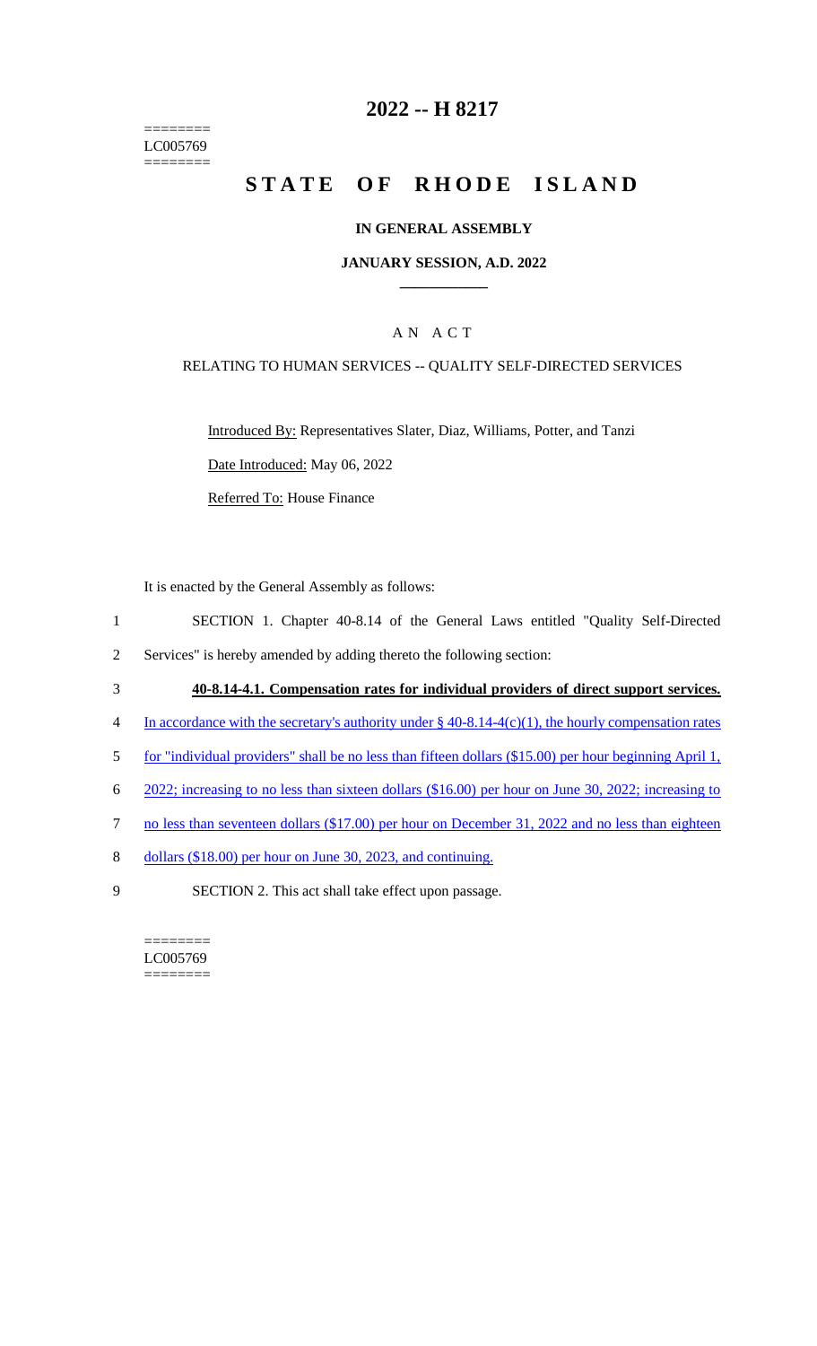========
LC005769
========

# 2022 -- H 8217

# STATE OF RHODE ISLAND

## IN GENERAL ASSEMBLY

### JANUARY SESSION, A.D. 2022

A N A C T

RELATING TO HUMAN SERVICES -- QUALITY SELF-DIRECTED SERVICES

Introduced By: Representatives Slater, Diaz, Williams, Potter, and Tanzi

Date Introduced: May 06, 2022

Referred To: House Finance

It is enacted by the General Assembly as follows:

1 SECTION 1. Chapter 40-8.14 of the General Laws entitled "Quality Self-Directed
2 Services" is hereby amended by adding thereto the following section:

3 **40-8.14-4.1. Compensation rates for individual providers of direct support services.**

4 In accordance with the secretary's authority under § 40-8.14-4(c)(1), the hourly compensation rates
5 for "individual providers" shall be no less than fifteen dollars ($15.00) per hour beginning April 1,
6 2022; increasing to no less than sixteen dollars ($16.00) per hour on June 30, 2022; increasing to
7 no less than seventeen dollars ($17.00) per hour on December 31, 2022 and no less than eighteen
8 dollars ($18.00) per hour on June 30, 2023, and continuing.

9 SECTION 2. This act shall take effect upon passage.

========
LC005769
========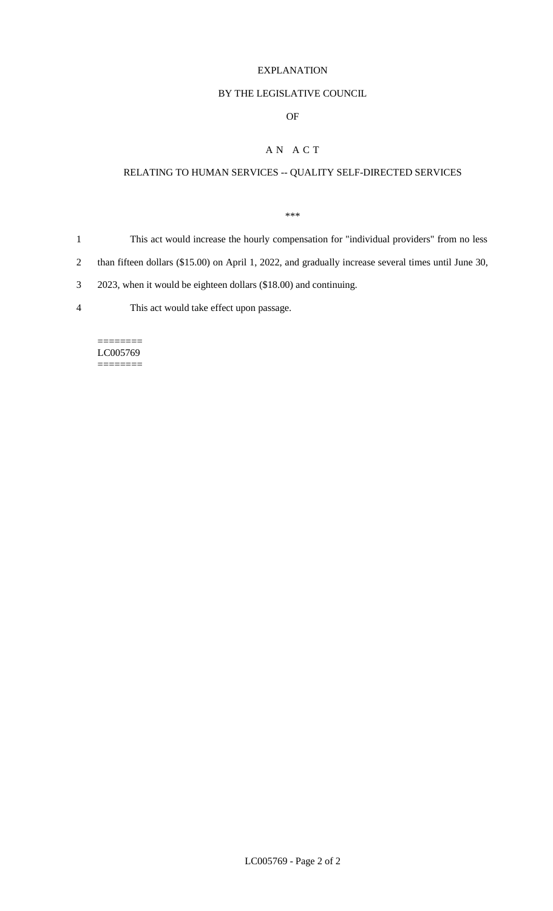EXPLANATION

BY THE LEGISLATIVE COUNCIL

OF

A N A C T

RELATING TO HUMAN SERVICES -- QUALITY SELF-DIRECTED SERVICES

\*\*\*

This act would increase the hourly compensation for "individual providers" from no less than fifteen dollars ($15.00) on April 1, 2022, and gradually increase several times until June 30, 2023, when it would be eighteen dollars ($18.00) and continuing.

This act would take effect upon passage.

========
LC005769
========